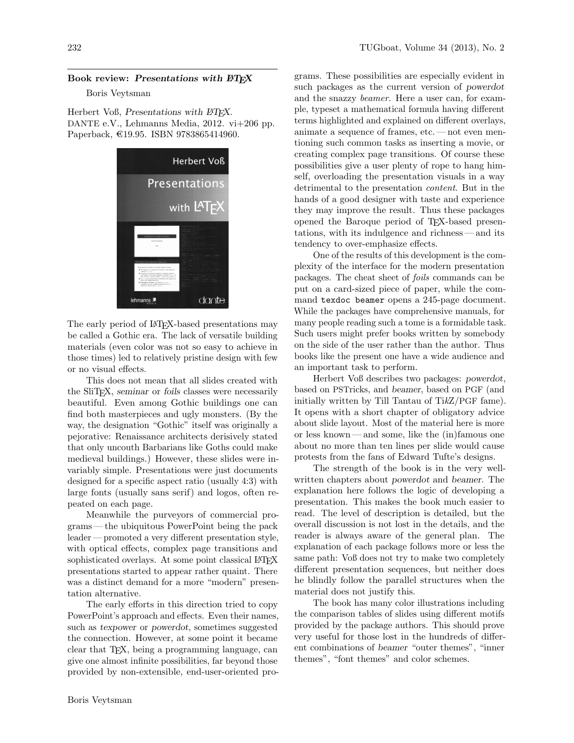## Book review: *Presentations with LaTeX*

Boris Veytsman

Herbert Voß, *Presentations with LaTeX*.
DANTE e.V., Lehmanns Media, 2012. vi+206 pp.
Paperback, €19.95. ISBN 9783865414960.

The early period of LaTeX-based presentations may be called a Gothic era. The lack of versatile building materials (even color was not so easy to achieve in those times) led to relatively pristine design with few or no visual effects.

This does not mean that all slides created with the SliTeX, *seminar* or *foils* classes were necessarily beautiful. Even among Gothic buildings one can find both masterpieces and ugly monsters. (By the way, the designation "Gothic" itself was originally a pejorative: Renaissance architects derisively stated that only uncouth Barbarians like Goths could make medieval buildings.) However, these slides were invariably simple. Presentations were just documents designed for a specific aspect ratio (usually 4:3) with large fonts (usually sans serif) and logos, often repeated on each page.

Meanwhile the purveyors of commercial programs — the ubiquitous PowerPoint being the pack leader — promoted a very different presentation style, with optical effects, complex page transitions and sophisticated overlays. At some point classical LaTeX presentations started to appear rather quaint. There was a distinct demand for a more "modern" presentation alternative.

The early efforts in this direction tried to copy PowerPoint's approach and effects. Even their names, such as *texpower* or *powerdot*, sometimes suggested the connection. However, at some point it became clear that TeX, being a programming language, can give one almost infinite possibilities, far beyond those provided by non-extensible, end-user-oriented programs. These possibilities are especially evident in such packages as the current version of *powerdot* and the snazzy *beamer*. Here a user can, for example, typeset a mathematical formula having different terms highlighted and explained on different overlays, animate a sequence of frames, etc. — not even mentioning such common tasks as inserting a movie, or creating complex page transitions. Of course these possibilities give a user plenty of rope to hang himself, overloading the presentation visuals in a way detrimental to the presentation *content*. But in the hands of a good designer with taste and experience they may improve the result. Thus these packages opened the Baroque period of TeX-based presentations, with its indulgence and richness — and its tendency to over-emphasize effects.

One of the results of this development is the complexity of the interface for the modern presentation packages. The cheat sheet of *foils* commands can be put on a card-sized piece of paper, while the command `texdoc beamer` opens a 245-page document. While the packages have comprehensive manuals, for many people reading such a tome is a formidable task. Such users might prefer books written by somebody on the side of the user rather than the author. Thus books like the present one have a wide audience and an important task to perform.

Herbert Voß describes two packages: *powerdot*, based on PSTricks, and *beamer*, based on PGF (and initially written by Till Tantau of TikZ/PGF fame). It opens with a short chapter of obligatory advice about slide layout. Most of the material here is more or less known — and some, like the (in)famous one about no more than ten lines per slide would cause protests from the fans of Edward Tufte's designs.

The strength of the book is in the very well-written chapters about *powerdot* and *beamer*. The explanation here follows the logic of developing a presentation. This makes the book much easier to read. The level of description is detailed, but the overall discussion is not lost in the details, and the reader is always aware of the general plan. The explanation of each package follows more or less the same path: Voß does not try to make two completely different presentation sequences, but neither does he blindly follow the parallel structures when the material does not justify this.

The book has many color illustrations including the comparison tables of slides using different motifs provided by the package authors. This should prove very useful for those lost in the hundreds of different combinations of *beamer* "outer themes", "inner themes", "font themes" and color schemes.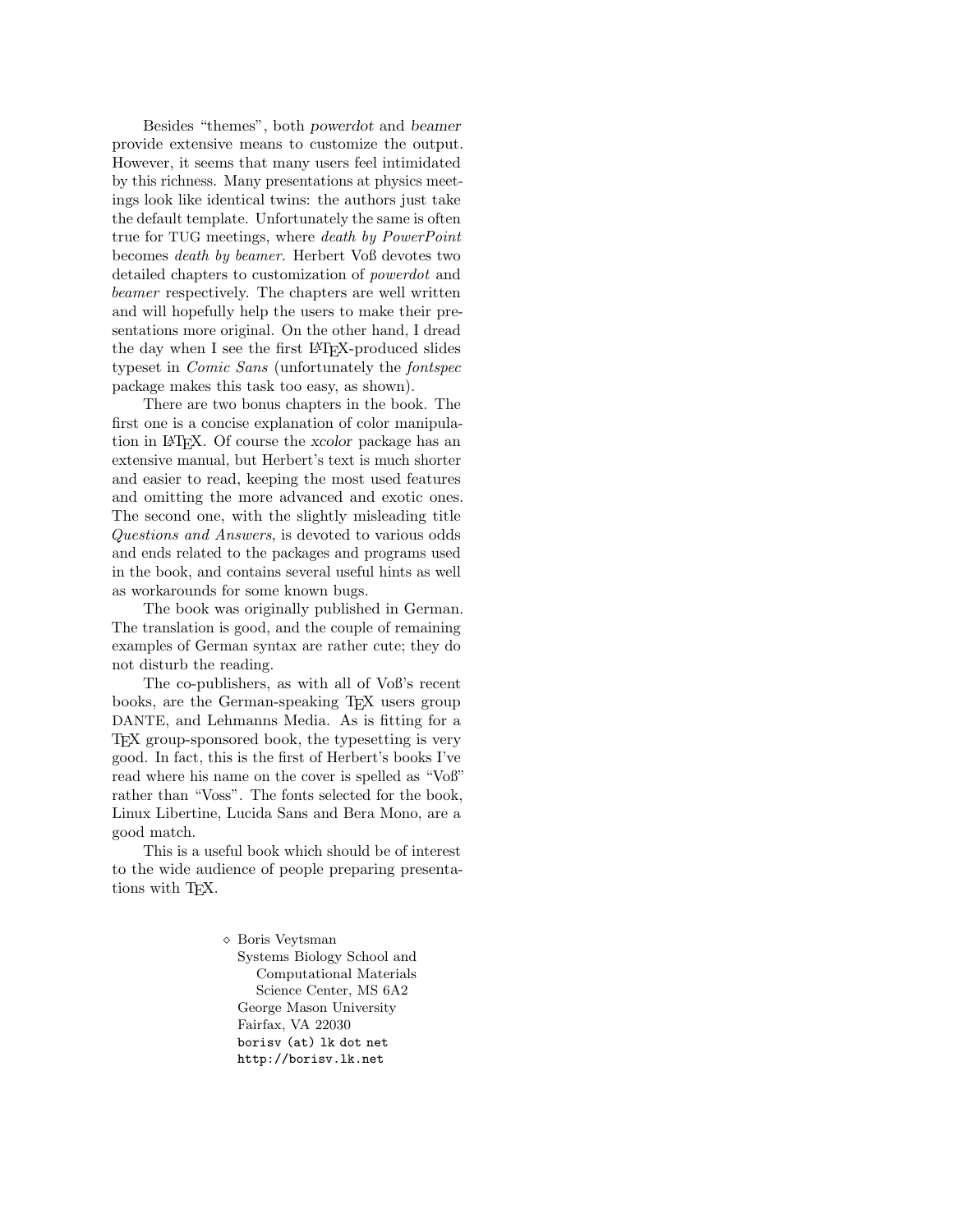Besides "themes", both powerdot and beamer provide extensive means to customize the output. However, it seems that many users feel intimidated by this richness. Many presentations at physics meetings look like identical twins: the authors just take the default template. Unfortunately the same is often true for TUG meetings, where *death by PowerPoint* becomes *death by beamer*. Herbert Voß devotes two detailed chapters to customization of *powerdot* and *beamer* respectively. The chapters are well written and will hopefully help the users to make their presentations more original. On the other hand, I dread the day when I see the first LaTeX-produced slides typeset in *Comic Sans* (unfortunately the *fontspec* package makes this task too easy, as shown).

There are two bonus chapters in the book. The first one is a concise explanation of color manipulation in LaTeX. Of course the xcolor package has an extensive manual, but Herbert's text is much shorter and easier to read, keeping the most used features and omitting the more advanced and exotic ones. The second one, with the slightly misleading title *Questions and Answers*, is devoted to various odds and ends related to the packages and programs used in the book, and contains several useful hints as well as workarounds for some known bugs.

The book was originally published in German. The translation is good, and the couple of remaining examples of German syntax are rather cute; they do not disturb the reading.

The co-publishers, as with all of Voß's recent books, are the German-speaking TeX users group DANTE, and Lehmanns Media. As is fitting for a TeX group-sponsored book, the typesetting is very good. In fact, this is the first of Herbert's books I've read where his name on the cover is spelled as "Voß" rather than "Voss". The fonts selected for the book, Linux Libertine, Lucida Sans and Bera Mono, are a good match.

This is a useful book which should be of interest to the wide audience of people preparing presentations with TeX.

⋄ Boris Veytsman
Systems Biology School and Computational Materials Science Center, MS 6A2
George Mason University
Fairfax, VA 22030
borisv (at) lk dot net
http://borisv.lk.net